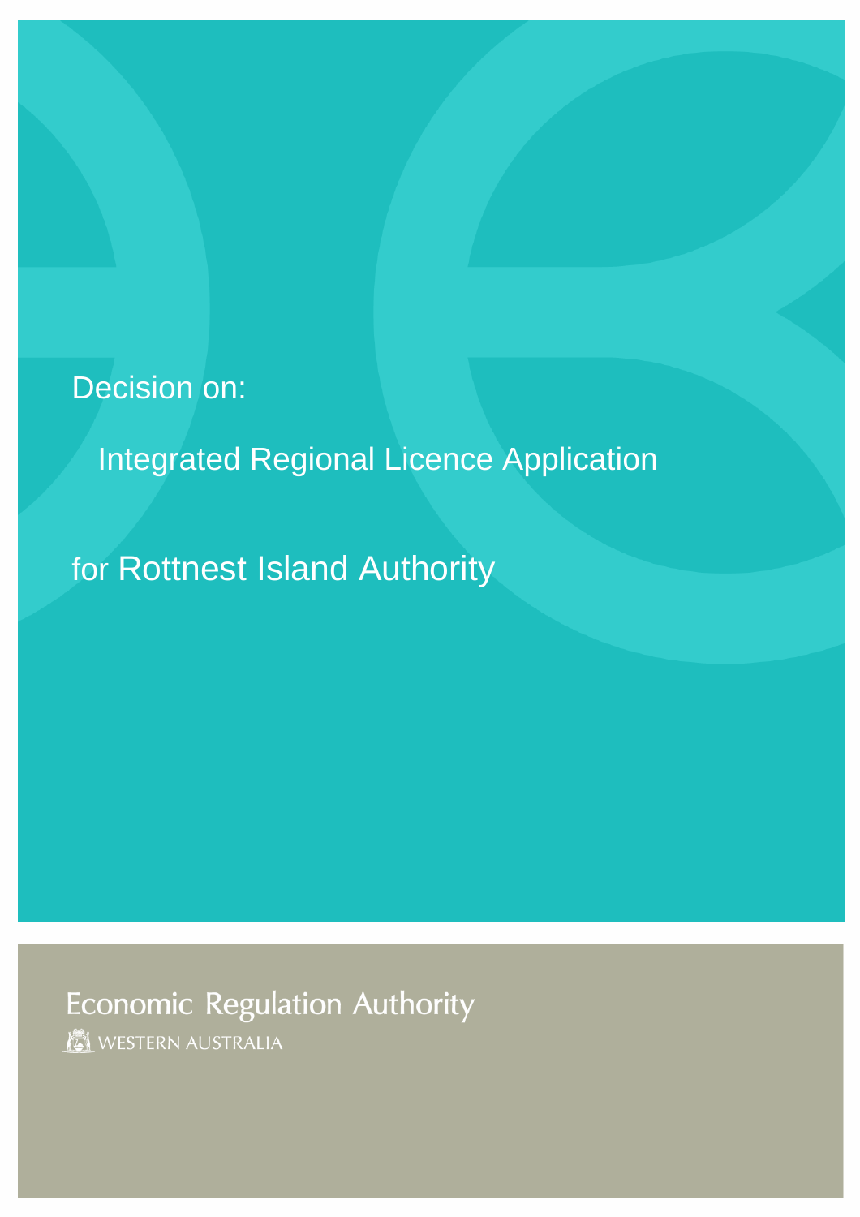Decision on:

# Integrated Regional Licence Application

## for Rottnest Island Authority

Economic Regulation Authority

WESTERN AUSTRALIA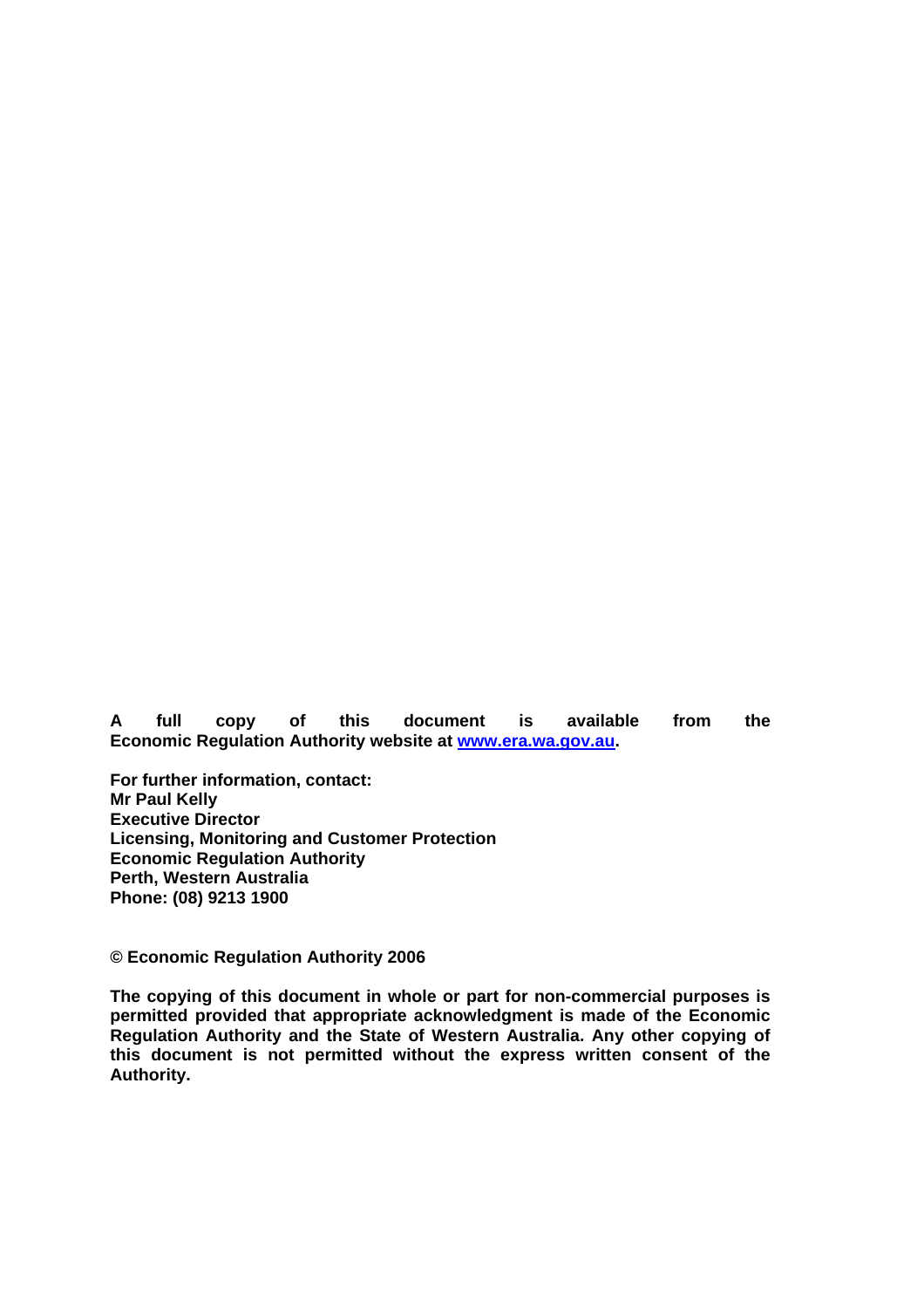**A full copy of this document is available from the Economic Regulation Authority website at [www.era.wa.gov.au](http://www.era.wa.gov.au).**

**For further information, contact:**
**Mr Paul Kelly**
**Executive Director**
**Licensing, Monitoring and Customer Protection**
**Economic Regulation Authority**
**Perth, Western Australia**
**Phone: (08) 9213 1900**

**© Economic Regulation Authority 2006**

**The copying of this document in whole or part for non-commercial purposes is permitted provided that appropriate acknowledgment is made of the Economic Regulation Authority and the State of Western Australia. Any other copying of this document is not permitted without the express written consent of the Authority.**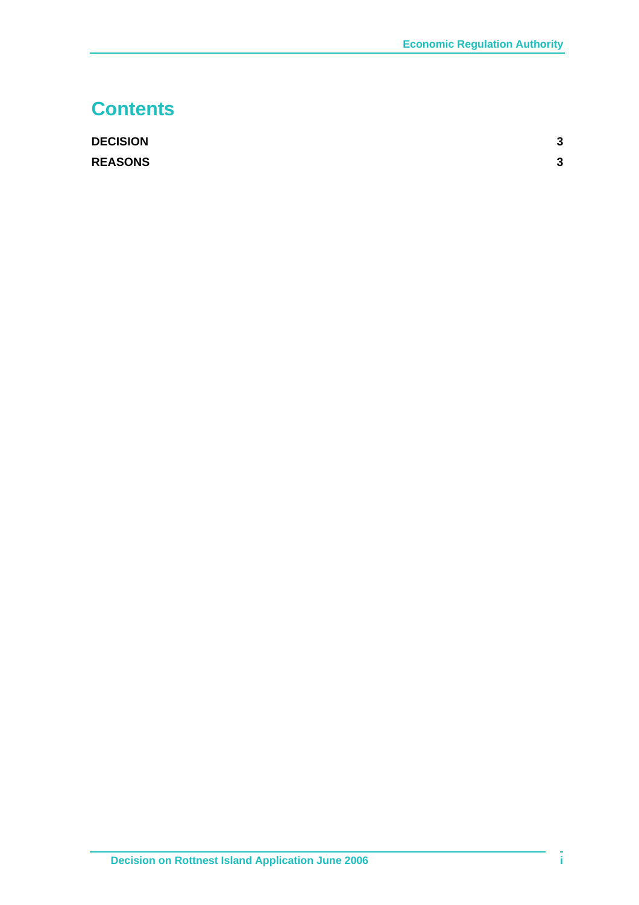# Contents

| | |
|---|---|
| **DECISION** | **3** |
| **REASONS** | **3** |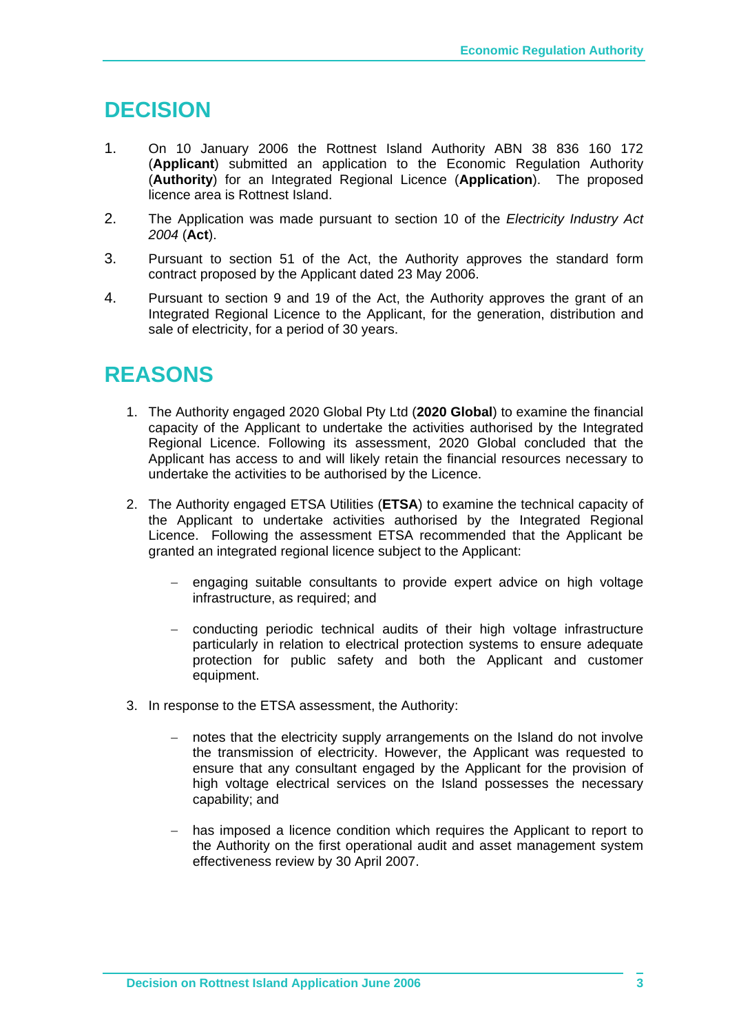# DECISION

1. On 10 January 2006 the Rottnest Island Authority ABN 38 836 160 172 (**Applicant**) submitted an application to the Economic Regulation Authority (**Authority**) for an Integrated Regional Licence (**Application**). The proposed licence area is Rottnest Island.

2. The Application was made pursuant to section 10 of the *Electricity Industry Act 2004* (**Act**).

3. Pursuant to section 51 of the Act, the Authority approves the standard form contract proposed by the Applicant dated 23 May 2006.

4. Pursuant to section 9 and 19 of the Act, the Authority approves the grant of an Integrated Regional Licence to the Applicant, for the generation, distribution and sale of electricity, for a period of 30 years.

# REASONS

1. The Authority engaged 2020 Global Pty Ltd (**2020 Global**) to examine the financial capacity of the Applicant to undertake the activities authorised by the Integrated Regional Licence. Following its assessment, 2020 Global concluded that the Applicant has access to and will likely retain the financial resources necessary to undertake the activities to be authorised by the Licence.

2. The Authority engaged ETSA Utilities (**ETSA**) to examine the technical capacity of the Applicant to undertake activities authorised by the Integrated Regional Licence. Following the assessment ETSA recommended that the Applicant be granted an integrated regional licence subject to the Applicant:

   - engaging suitable consultants to provide expert advice on high voltage infrastructure, as required; and

   - conducting periodic technical audits of their high voltage infrastructure particularly in relation to electrical protection systems to ensure adequate protection for public safety and both the Applicant and customer equipment.

3. In response to the ETSA assessment, the Authority:

   - notes that the electricity supply arrangements on the Island do not involve the transmission of electricity. However, the Applicant was requested to ensure that any consultant engaged by the Applicant for the provision of high voltage electrical services on the Island possesses the necessary capability; and

   - has imposed a licence condition which requires the Applicant to report to the Authority on the first operational audit and asset management system effectiveness review by 30 April 2007.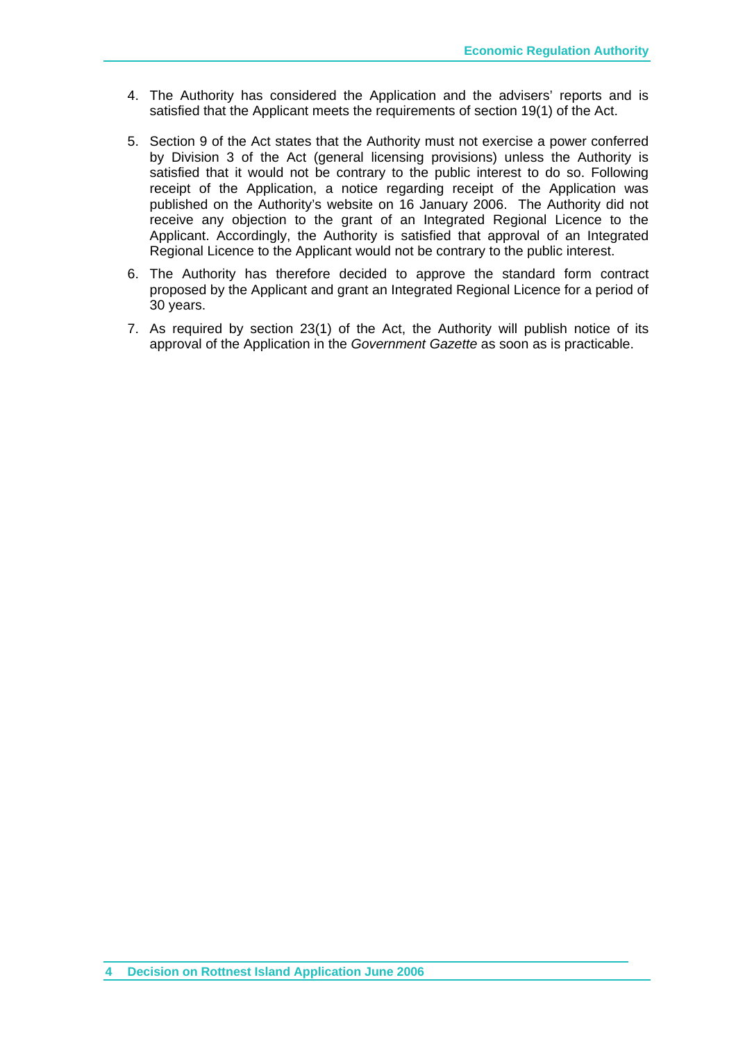4. The Authority has considered the Application and the advisers' reports and is satisfied that the Applicant meets the requirements of section 19(1) of the Act.

5. Section 9 of the Act states that the Authority must not exercise a power conferred by Division 3 of the Act (general licensing provisions) unless the Authority is satisfied that it would not be contrary to the public interest to do so. Following receipt of the Application, a notice regarding receipt of the Application was published on the Authority's website on 16 January 2006. The Authority did not receive any objection to the grant of an Integrated Regional Licence to the Applicant. Accordingly, the Authority is satisfied that approval of an Integrated Regional Licence to the Applicant would not be contrary to the public interest.

6. The Authority has therefore decided to approve the standard form contract proposed by the Applicant and grant an Integrated Regional Licence for a period of 30 years.

7. As required by section 23(1) of the Act, the Authority will publish notice of its approval of the Application in the *Government Gazette* as soon as is practicable.